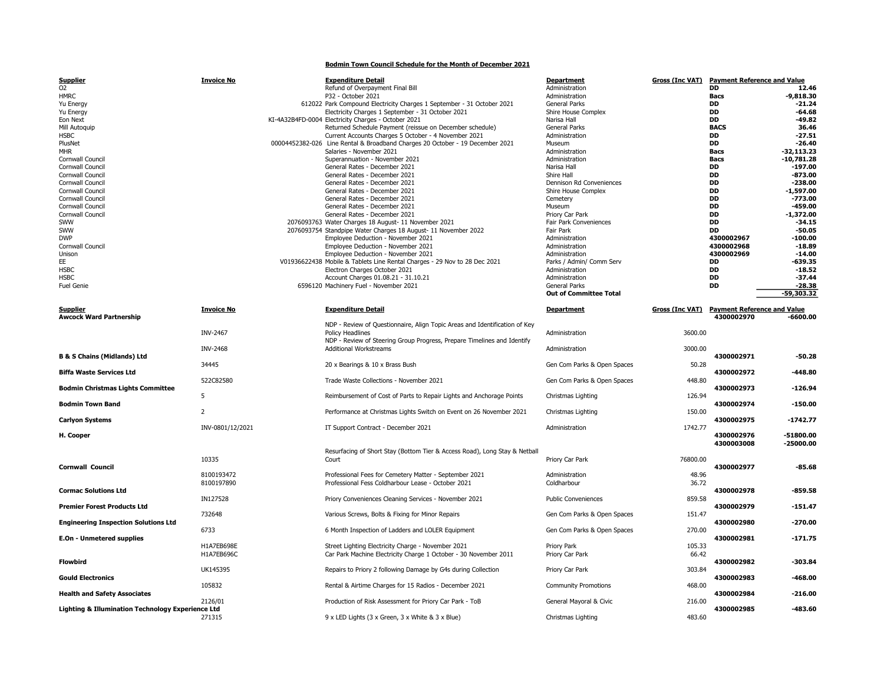# Bodmin Town Council Schedule for the Month of December 2021

| Supplier | Invoice No | Expenditure Detail | Department | Gross (Inc VAT) | Payment Reference and Value | |
|---|---|---|---|---|---|---|
| O2 | | Refund of Overpayment Final Bill | Administration | | **DD** | **12.46** |
| HMRC | | P32 - October 2021 | Administration | | **Bacs** | **-9,818.30** |
| Yu Energy | 612022 | Park Compound Electricity Charges 1 September - 31 October 2021 | General Parks | | **DD** | **-21.24** |
| Yu Energy | | Electricity Charges 1 September - 31 October 2021 | Shire House Complex | | **DD** | **-64.68** |
| Eon Next | KI-4A32B4FD-0004 | Electricity Charges - October 2021 | Narisa Hall | | **DD** | **-49.82** |
| Mill Autoquip | | Returned Schedule Payment (reissue on December schedule) | General Parks | | **BACS** | **36.46** |
| HSBC | | Current Accounts Charges 5 October - 4 November 2021 | Administration | | **DD** | **-27.51** |
| PlusNet | 00004452382-026 | Line Rental & Broadband Charges 20 October - 19 December 2021 | Museum | | **DD** | **-26.40** |
| MHR | | Salaries - November 2021 | Administration | | **Bacs** | **-32,113.23** |
| Cornwall Council | | Superannuation - November 2021 | Administration | | **Bacs** | **-10,781.28** |
| Cornwall Council | | General Rates - December 2021 | Narisa Hall | | **DD** | **-197.00** |
| Cornwall Council | | General Rates - December 2021 | Shire Hall | | **DD** | **-873.00** |
| Cornwall Council | | General Rates - December 2021 | Dennison Rd Conveniences | | **DD** | **-238.00** |
| Cornwall Council | | General Rates - December 2021 | Shire House Complex | | **DD** | **-1,597.00** |
| Cornwall Council | | General Rates - December 2021 | Cemetery | | **DD** | **-773.00** |
| Cornwall Council | | General Rates - December 2021 | Museum | | **DD** | **-459.00** |
| Cornwall Council | | General Rates - December 2021 | Priory Car Park | | **DD** | **-1,372.00** |
| SWW | 2076093763 | Water Charges 18 August- 11 November 2021 | Fair Park Conveniences | | **DD** | **-34.15** |
| SWW | 2076093754 | Standpipe Water Charges 18 August- 11 November 2022 | Fair Park | | **DD** | **-50.05** |
| DWP | | Employee Deduction - November 2021 | Administration | | **4300002967** | **-100.00** |
| Cornwall Council | | Employee Deduction - November 2021 | Administration | | **4300002968** | **-18.89** |
| Unison | | Employee Deduction - November 2021 | Administration | | **4300002969** | **-14.00** |
| EE | V01936622438 | Mobile & Tablets Line Rental Charges - 29 Nov to 28 Dec 2021 | Parks / Admin/ Comm Serv | | **DD** | **-639.35** |
| HSBC | | Electron Charges October 2021 | Administration | | **DD** | **-18.52** |
| HSBC | | Account Charges 01.08.21 - 31.10.21 | Administration | | **DD** | **-37.44** |
| Fuel Genie | 6596120 | Machinery Fuel - November 2021 | General Parks | | **DD** | **-28.38** |
| | | | **Out of Committee Total** | | | **-59,303.32** |

| Supplier | Invoice No | Expenditure Detail | Department | Gross (Inc VAT) | Payment Reference and Value | |
|---|---|---|---|---|---|---|
| **Awcock Ward Partnership** | | | | | **4300002970** | **-6600.00** |
| | INV-2467 | NDP - Review of Questionnaire, Align Topic Areas and Identification of Key Policy Headlines | Administration | 3600.00 | | |
| | INV-2468 | NDP - Review of Steering Group Progress, Prepare Timelines and Identify Additional Workstreams | Administration | 3000.00 | | |
| **B & S Chains (Midlands) Ltd** | | | | | **4300002971** | **-50.28** |
| | 34445 | 20 x Bearings & 10 x Brass Bush | Gen Com Parks & Open Spaces | 50.28 | | |
| **Biffa Waste Services Ltd** | | | | | **4300002972** | **-448.80** |
| | 522C82580 | Trade Waste Collections - November 2021 | Gen Com Parks & Open Spaces | 448.80 | | |
| **Bodmin Christmas Lights Committee** | | | | | **4300002973** | **-126.94** |
| | 5 | Reimbursement of Cost of Parts to Repair Lights and Anchorage Points | Christmas Lighting | 126.94 | | |
| **Bodmin Town Band** | | | | | **4300002974** | **-150.00** |
| | 2 | Performance at Christmas Lights Switch on Event on 26 November 2021 | Christmas Lighting | 150.00 | | |
| **Carlyon Systems** | | | | | **4300002975** | **-1742.77** |
| | INV-0801/12/2021 | IT Support Contract - December 2021 | Administration | 1742.77 | | |
| **H. Cooper** | | | | | **4300002976** | **-51800.00** |
| | | | | | **4300003008** | **-25000.00** |
| | 10335 | Resurfacing of Short Stay (Bottom Tier & Access Road), Long Stay & Netball Court | Priory Car Park | 76800.00 | | |
| **Cornwall Council** | | | | | **4300002977** | **-85.68** |
| | 8100193472 | Professional Fees for Cemetery Matter - September 2021 | Administration | 48.96 | | |
| | 8100197890 | Professional Fess Coldharbour Lease - October 2021 | Coldharbour | 36.72 | | |
| **Cormac Solutions Ltd** | | | | | **4300002978** | **-859.58** |
| | IN127528 | Priory Conveniences Cleaning Services - November 2021 | Public Conveniences | 859.58 | | |
| **Premier Forest Products Ltd** | | | | | **4300002979** | **-151.47** |
| | 732648 | Various Screws, Bolts & Fixing for Minor Repairs | Gen Com Parks & Open Spaces | 151.47 | | |
| **Engineering Inspection Solutions Ltd** | | | | | **4300002980** | **-270.00** |
| | 6733 | 6 Month Inspection of Ladders and LOLER Equipment | Gen Com Parks & Open Spaces | 270.00 | | |
| **E.On - Unmetered supplies** | | | | | **4300002981** | **-171.75** |
| | H1A7EB698E | Street Lighting Electricity Charge - November 2021 | Priory Park | 105.33 | | |
| | H1A7EB696C | Car Park Machine Electricity Charge 1 October - 30 November 2011 | Priory Car Park | 66.42 | | |
| **Flowbird** | | | | | **4300002982** | **-303.84** |
| | UK145395 | Repairs to Priory 2 following Damage by G4s during Collection | Priory Car Park | 303.84 | | |
| **Gould Electronics** | | | | | **4300002983** | **-468.00** |
| | 105832 | Rental & Airtime Charges for 15 Radios - December 2021 | Community Promotions | 468.00 | | |
| **Health and Safety Associates** | | | | | **4300002984** | **-216.00** |
| | 2126/01 | Production of Risk Assessment for Priory Car Park - ToB | General Mayoral & Civic | 216.00 | | |
| **Lighting & Illumination Technology Experience Ltd** | | | | | **4300002985** | **-483.60** |
| | 271315 | 9 x LED Lights (3 x Green, 3 x White & 3 x Blue) | Christmas Lighting | 483.60 | | |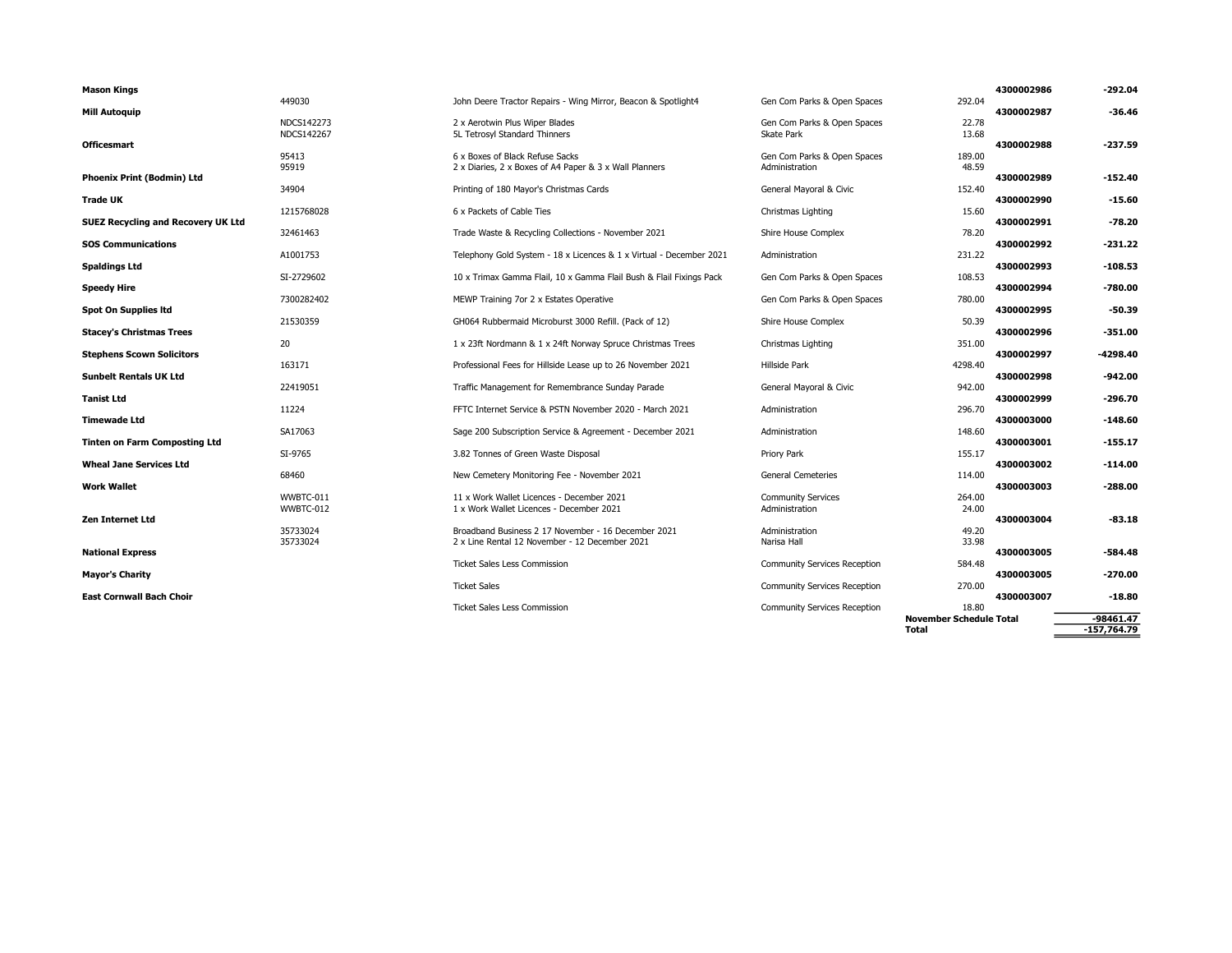| | | | | | | |
|---|---|---|---|---|---|---|
| **Mason Kings** | | | | | **4300002986** | **-292.04** |
| | 449030 | John Deere Tractor Repairs - Wing Mirror, Beacon & Spotlight4 | Gen Com Parks & Open Spaces | 292.04 | | |
| **Mill Autoquip** | | | | | **4300002987** | **-36.46** |
| | NDCS142273 | 2 x Aerotwin Plus Wiper Blades | Gen Com Parks & Open Spaces | 22.78 | | |
| | NDCS142267 | 5L Tetrosyl Standard Thinners | Skate Park | 13.68 | | |
| **Officesmart** | | | | | **4300002988** | **-237.59** |
| | 95413 | 6 x Boxes of Black Refuse Sacks | Gen Com Parks & Open Spaces | 189.00 | | |
| | 95919 | 2 x Diaries, 2 x Boxes of A4 Paper & 3 x Wall Planners | Administration | 48.59 | | |
| **Phoenix Print (Bodmin) Ltd** | | | | | **4300002989** | **-152.40** |
| | 34904 | Printing of 180 Mayor's Christmas Cards | General Mayoral & Civic | 152.40 | | |
| **Trade UK** | | | | | **4300002990** | **-15.60** |
| | 1215768028 | 6 x Packets of Cable Ties | Christmas Lighting | 15.60 | | |
| **SUEZ Recycling and Recovery UK Ltd** | | | | | **4300002991** | **-78.20** |
| | 32461463 | Trade Waste & Recycling Collections - November 2021 | Shire House Complex | 78.20 | | |
| **SOS Communications** | | | | | **4300002992** | **-231.22** |
| | A1001753 | Telephony Gold System - 18 x Licences & 1 x Virtual - December 2021 | Administration | 231.22 | | |
| **Spaldings Ltd** | | | | | **4300002993** | **-108.53** |
| | SI-2729602 | 10 x Trimax Gamma Flail, 10 x Gamma Flail Bush & Flail Fixings Pack | Gen Com Parks & Open Spaces | 108.53 | | |
| **Speedy Hire** | | | | | **4300002994** | **-780.00** |
| | 7300282402 | MEWP Training 7or 2 x Estates Operative | Gen Com Parks & Open Spaces | 780.00 | | |
| **Spot On Supplies ltd** | | | | | **4300002995** | **-50.39** |
| | 21530359 | GH064 Rubbermaid Microburst 3000 Refill. (Pack of 12) | Shire House Complex | 50.39 | | |
| **Stacey's Christmas Trees** | | | | | **4300002996** | **-351.00** |
| | 20 | 1 x 23ft Nordmann & 1 x 24ft Norway Spruce Christmas Trees | Christmas Lighting | 351.00 | | |
| **Stephens Scown Solicitors** | | | | | **4300002997** | **-4298.40** |
| | 163171 | Professional Fees for Hillside Lease up to 26 November 2021 | Hillside Park | 4298.40 | | |
| **Sunbelt Rentals UK Ltd** | | | | | **4300002998** | **-942.00** |
| | 22419051 | Traffic Management for Remembrance Sunday Parade | General Mayoral & Civic | 942.00 | | |
| **Tanist Ltd** | | | | | **4300002999** | **-296.70** |
| | 11224 | FFTC Internet Service & PSTN November 2020 - March 2021 | Administration | 296.70 | | |
| **Timewade Ltd** | | | | | **4300003000** | **-148.60** |
| | SA17063 | Sage 200 Subscription Service & Agreement - December 2021 | Administration | 148.60 | | |
| **Tinten on Farm Composting Ltd** | | | | | **4300003001** | **-155.17** |
| | SI-9765 | 3.82 Tonnes of Green Waste Disposal | Priory Park | 155.17 | | |
| **Wheal Jane Services Ltd** | | | | | **4300003002** | **-114.00** |
| | 68460 | New Cemetery Monitoring Fee - November 2021 | General Cemeteries | 114.00 | | |
| **Work Wallet** | | | | | **4300003003** | **-288.00** |
| | WWBTC-011 | 11 x Work Wallet Licences - December 2021 | Community Services | 264.00 | | |
| | WWBTC-012 | 1 x Work Wallet Licences - December 2021 | Administration | 24.00 | | |
| **Zen Internet Ltd** | | | | | **4300003004** | **-83.18** |
| | 35733024 | Broadband Business 2 17 November - 16 December 2021 | Administration | 49.20 | | |
| | 35733024 | 2 x Line Rental 12 November - 12 December 2021 | Narisa Hall | 33.98 | | |
| **National Express** | | | | | **4300003005** | **-584.48** |
| | | Ticket Sales Less Commission | Community Services Reception | 584.48 | | |
| **Mayor's Charity** | | | | | **4300003005** | **-270.00** |
| | | Ticket Sales | Community Services Reception | 270.00 | | |
| **East Cornwall Bach Choir** | | | | | **4300003007** | **-18.80** |
| | | Ticket Sales Less Commission | Community Services Reception | 18.80 | | |
| | | | | **November Schedule Total** | | **-98461.47** |
| | | | | **Total** | | **-157,764.79** |